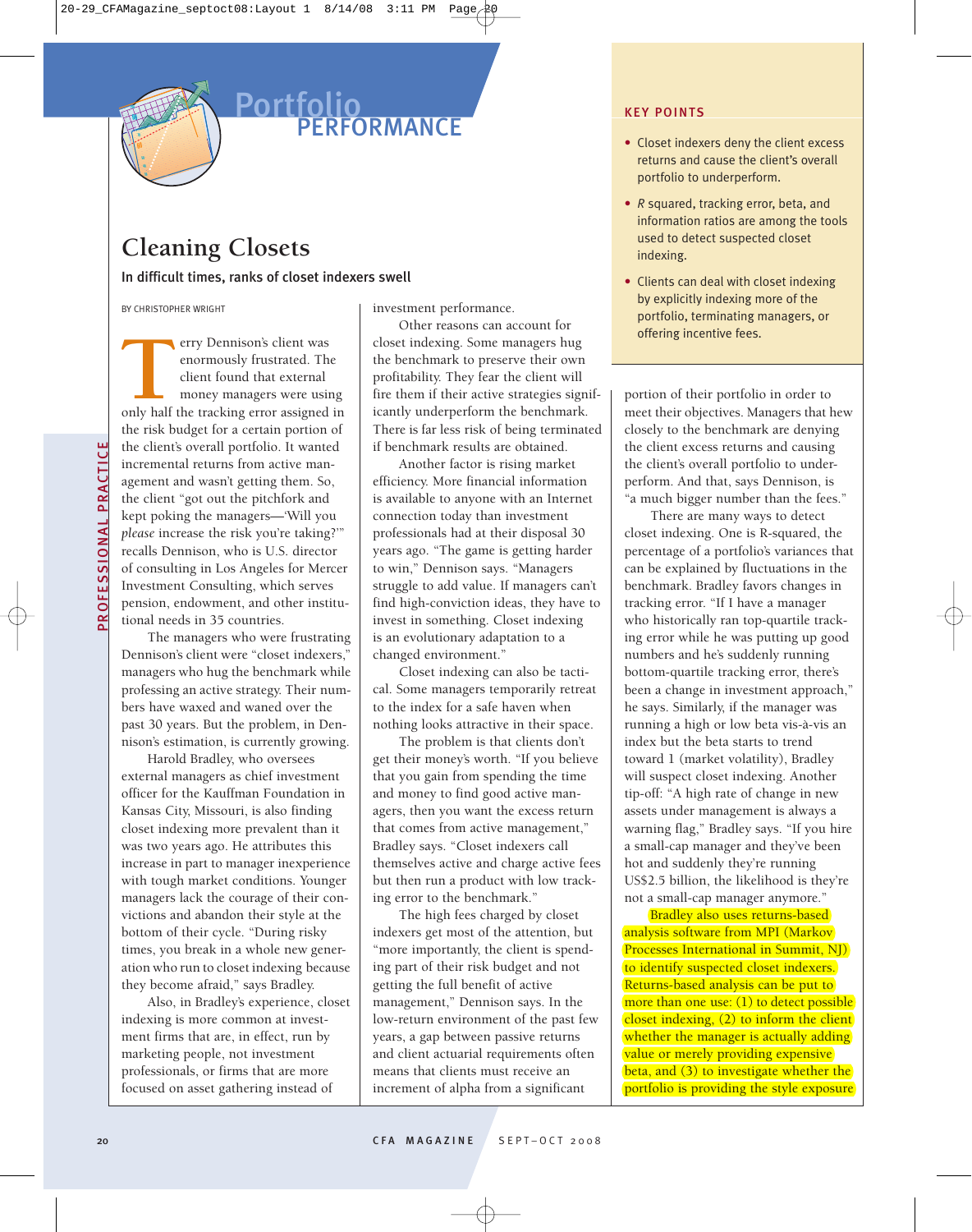# Portfolio PERFORMANCE

PROFESSIONAL PRACTICE

## Cleaning Closets

### In difficult times, ranks of closet indexers swell

BY CHRISTOPHER WRIGHT

**KEY POINTS**

- Closet indexers deny the client excess returns and cause the client's overall portfolio to underperform.
- *R* squared, tracking error, beta, and information ratios are among the tools used to detect suspected closet indexing.
- Clients can deal with closet indexing by explicitly indexing more of the portfolio, terminating managers, or offering incentive fees.

Terry Dennison's client was enormously frustrated. The client found that external money managers were using only half the tracking error assigned in the risk budget for a certain portion of the client's overall portfolio. It wanted incremental returns from active management and wasn't getting them. So, the client "got out the pitchfork and kept poking the managers—'Will you *please* increase the risk you're taking?'" recalls Dennison, who is U.S. director of consulting in Los Angeles for Mercer Investment Consulting, which serves pension, endowment, and other institutional needs in 35 countries.

The managers who were frustrating Dennison's client were "closet indexers," managers who hug the benchmark while professing an active strategy. Their numbers have waxed and waned over the past 30 years. But the problem, in Dennison's estimation, is currently growing.

Harold Bradley, who oversees external managers as chief investment officer for the Kauffman Foundation in Kansas City, Missouri, is also finding closet indexing more prevalent than it was two years ago. He attributes this increase in part to manager inexperience with tough market conditions. Younger managers lack the courage of their convictions and abandon their style at the bottom of their cycle. "During risky times, you break in a whole new generation who run to closet indexing because they become afraid," says Bradley.

Also, in Bradley's experience, closet indexing is more common at investment firms that are, in effect, run by marketing people, not investment professionals, or firms that are more focused on asset gathering instead of investment performance.

Other reasons can account for closet indexing. Some managers hug the benchmark to preserve their own profitability. They fear the client will fire them if their active strategies significantly underperform the benchmark. There is far less risk of being terminated if benchmark results are obtained.

Another factor is rising market efficiency. More financial information is available to anyone with an Internet connection today than investment professionals had at their disposal 30 years ago. "The game is getting harder to win," Dennison says. "Managers struggle to add value. If managers can't find high-conviction ideas, they have to invest in something. Closet indexing is an evolutionary adaptation to a changed environment."

Closet indexing can also be tactical. Some managers temporarily retreat to the index for a safe haven when nothing looks attractive in their space.

The problem is that clients don't get their money's worth. "If you believe that you gain from spending the time and money to find good active managers, then you want the excess return that comes from active management," Bradley says. "Closet indexers call themselves active and charge active fees but then run a product with low tracking error to the benchmark."

The high fees charged by closet indexers get most of the attention, but "more importantly, the client is spending part of their risk budget and not getting the full benefit of active management," Dennison says. In the low-return environment of the past few years, a gap between passive returns and client actuarial requirements often means that clients must receive an increment of alpha from a significant portion of their portfolio in order to meet their objectives. Managers that hew closely to the benchmark are denying the client excess returns and causing the client's overall portfolio to underperform. And that, says Dennison, is "a much bigger number than the fees."

There are many ways to detect closet indexing. One is R-squared, the percentage of a portfolio's variances that can be explained by fluctuations in the benchmark. Bradley favors changes in tracking error. "If I have a manager who historically ran top-quartile tracking error while he was putting up good numbers and he's suddenly running bottom-quartile tracking error, there's been a change in investment approach," he says. Similarly, if the manager was running a high or low beta vis-à-vis an index but the beta starts to trend toward 1 (market volatility), Bradley will suspect closet indexing. Another tip-off: "A high rate of change in new assets under management is always a warning flag," Bradley says. "If you hire a small-cap manager and they've been hot and suddenly they're running US$2.5 billion, the likelihood is they're not a small-cap manager anymore."

Bradley also uses returns-based analysis software from MPI (Markov Processes International in Summit, NJ) to identify suspected closet indexers. Returns-based analysis can be put to more than one use: (1) to detect possible closet indexing, (2) to inform the client whether the manager is actually adding value or merely providing expensive beta, and (3) to investigate whether the portfolio is providing the style exposure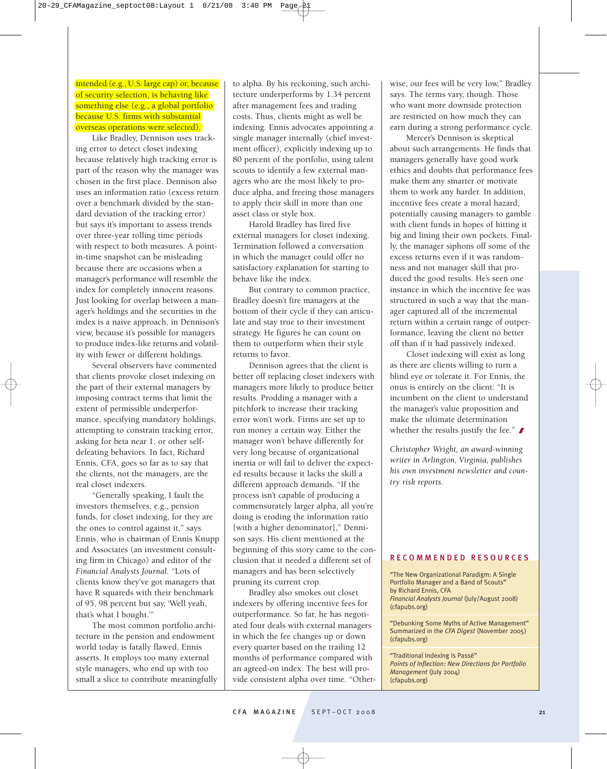intended (e.g., U.S. large cap) or, because of security selection, is behaving like something else (e.g., a global portfolio because U.S. firms with substantial overseas operations were selected).

Like Bradley, Dennison uses tracking error to detect closet indexing because relatively high tracking error is part of the reason why the manager was chosen in the first place. Dennison also uses an information ratio (excess return over a benchmark divided by the standard deviation of the tracking error) but says it's important to assess trends over three-year rolling time periods with respect to both measures. A point-in-time snapshot can be misleading because there are occasions when a manager's performance will resemble the index for completely innocent reasons. Just looking for overlap between a manager's holdings and the securities in the index is a naive approach, in Dennison's view, because it's possible for managers to produce index-like returns and volatility with fewer or different holdings.

Several observers have commented that clients provoke closet indexing on the part of their external managers by imposing contract terms that limit the extent of permissible underperformance, specifying mandatory holdings, attempting to constrain tracking error, asking for beta near 1, or other self-defeating behaviors. In fact, Richard Ennis, CFA, goes so far as to say that the clients, not the managers, are the real closet indexers.

"Generally speaking, I fault the investors themselves, e.g., pension funds, for closet indexing, for they are the ones to control against it," says Ennis, who is chairman of Ennis Knupp and Associates (an investment consulting firm in Chicago) and editor of the *Financial Analysts Journal*. "Lots of clients know they've got managers that have R squareds with their benchmark of 95, 98 percent but say, 'Well yeah, that's what I bought.'"

The most common portfolio architecture in the pension and endowment world today is fatally flawed, Ennis asserts. It employs too many external style managers, who end up with too small a slice to contribute meaningfully to alpha. By his reckoning, such architecture underperforms by 1.34 percent after management fees and trading costs. Thus, clients might as well be indexing. Ennis advocates appointing a single manager internally (chief investment officer), explicitly indexing up to 80 percent of the portfolio, using talent scouts to identify a few external managers who are the most likely to produce alpha, and freeing those managers to apply their skill in more than one asset class or style box.

Harold Bradley has fired five external managers for closet indexing. Termination followed a conversation in which the manager could offer no satisfactory explanation for starting to behave like the index.

But contrary to common practice, Bradley doesn't fire managers at the bottom of their cycle if they can articulate and stay true to their investment strategy. He figures he can count on them to outperform when their style returns to favor.

Dennison agrees that the client is better off replacing closet indexers with managers more likely to produce better results. Prodding a manager with a pitchfork to increase their tracking error won't work. Firms are set up to run money a certain way. Either the manager won't behave differently for very long because of organizational inertia or will fail to deliver the expected results because it lacks the skill a different approach demands. "If the process isn't capable of producing a commensurately larger alpha, all you're doing is eroding the information ratio [with a higher denominator]," Dennison says. His client mentioned at the beginning of this story came to the conclusion that it needed a different set of managers and has been selectively pruning its current crop.

Bradley also smokes out closet indexers by offering incentive fees for outperformance. So far, he has negotiated four deals with external managers in which the fee changes up or down every quarter based on the trailing 12 months of performance compared with an agreed-on index. The best will provide consistent alpha over time. "Otherwise, our fees will be very low," Bradley says. The terms vary, though. Those who want more downside protection are restricted on how much they can earn during a strong performance cycle.

Mercer's Dennison is skeptical about such arrangements. He finds that managers generally have good work ethics and doubts that performance fees make them any smarter or motivate them to work any harder. In addition, incentive fees create a moral hazard, potentially causing managers to gamble with client funds in hopes of hitting it big and lining their own pockets. Finally, the manager siphons off some of the excess returns even if it was randomness and not manager skill that produced the good results. He's seen one instance in which the incentive fee was structured in such a way that the manager captured all of the incremental return within a certain range of outperformance, leaving the client no better off than if it had passively indexed.

Closet indexing will exist as long as there are clients willing to turn a blind eye or tolerate it. For Ennis, the onus is entirely on the client: "It is incumbent on the client to understand the manager's value proposition and make the ultimate determination whether the results justify the fee."

*Christopher Wright, an award-winning writer in Arlington, Virginia, publishes his own investment newsletter and country risk reports.*

## RECOMMENDED RESOURCES

"The New Organizational Paradigm: A Single Portfolio Manager and a Band of Scouts"
by Richard Ennis, CFA
*Financial Analysts Journal* (July/August 2008)
(cfapubs.org)

"Debunking Some Myths of Active Management"
Summarized in the *CFA Digest* (November 2005)
(cfapubs.org)

"Traditional Indexing Is Passé"
*Points of Inflection: New Directions for Portfolio Management* (July 2004)
(cfapubs.org)